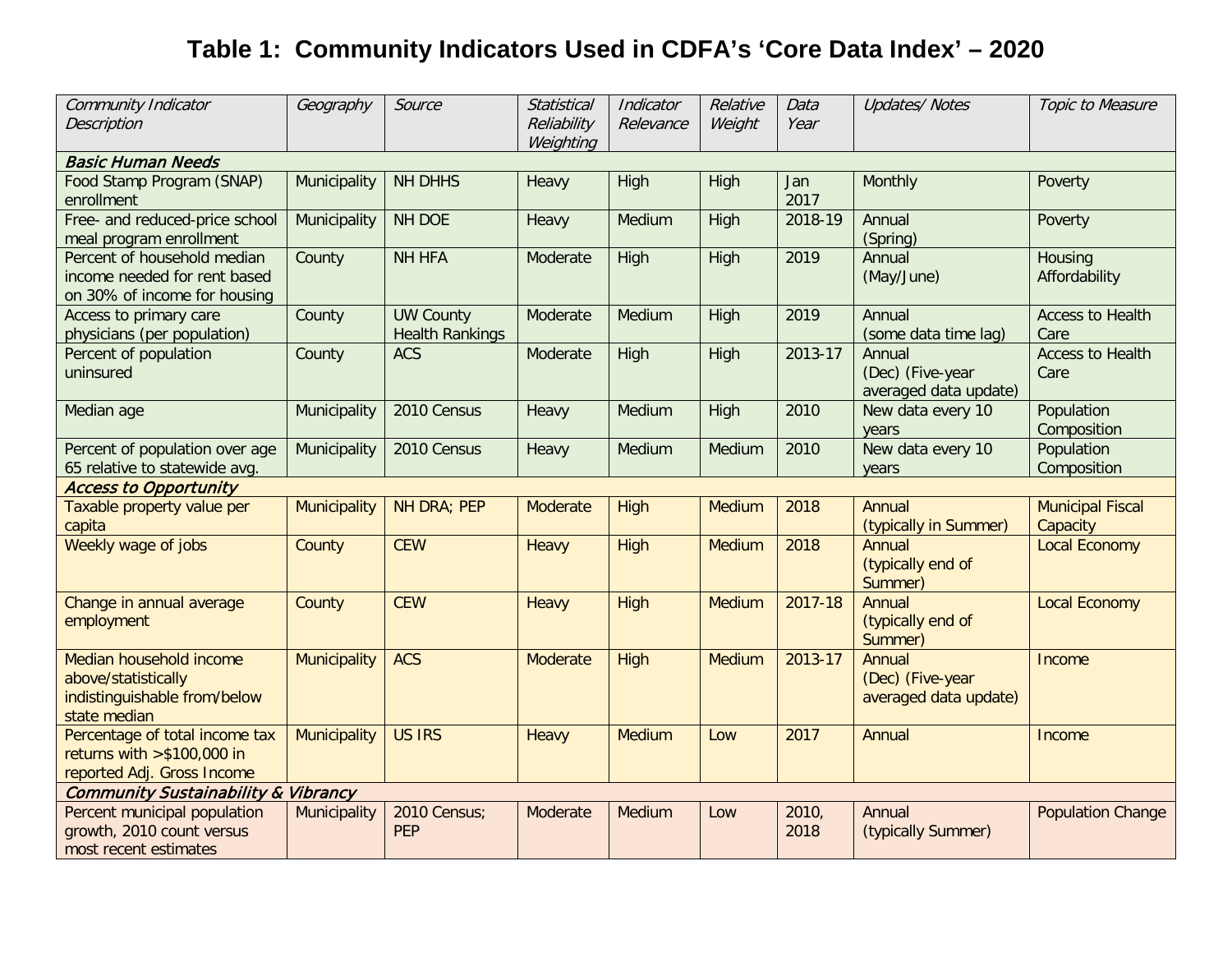# Table 1: Community Indicators Used in CDFA's 'Core Data Index' – 2020

| *Community Indicator Description* | *Geography* | *Source* | *Statistical Reliability Weighting* | *Indicator Relevance* | *Relative Weight* | *Data Year* | *Updates/ Notes* | *Topic to Measure* |
|---|---|---|---|---|---|---|---|---|
| ***Basic Human Needs*** | | | | | | | | |
| Food Stamp Program (SNAP) enrollment | Municipality | NH DHHS | Heavy | High | High | Jan 2017 | Monthly | Poverty |
| Free- and reduced-price school meal program enrollment | Municipality | NH DOE | Heavy | Medium | High | 2018-19 | Annual (Spring) | Poverty |
| Percent of household median income needed for rent based on 30% of income for housing | County | NH HFA | Moderate | High | High | 2019 | Annual (May/June) | Housing Affordability |
| Access to primary care physicians (per population) | County | UW County Health Rankings | Moderate | Medium | High | 2019 | Annual (some data time lag) | Access to Health Care |
| Percent of population uninsured | County | ACS | Moderate | High | High | 2013-17 | Annual (Dec) (Five-year averaged data update) | Access to Health Care |
| Median age | Municipality | 2010 Census | Heavy | Medium | High | 2010 | New data every 10 years | Population Composition |
| Percent of population over age 65 relative to statewide avg. | Municipality | 2010 Census | Heavy | Medium | Medium | 2010 | New data every 10 years | Population Composition |
| ***Access to Opportunity*** | | | | | | | | |
| Taxable property value per capita | Municipality | NH DRA; PEP | Moderate | High | Medium | 2018 | Annual (typically in Summer) | Municipal Fiscal Capacity |
| Weekly wage of jobs | County | CEW | Heavy | High | Medium | 2018 | Annual (typically end of Summer) | Local Economy |
| Change in annual average employment | County | CEW | Heavy | High | Medium | 2017-18 | Annual (typically end of Summer) | Local Economy |
| Median household income above/statistically indistinguishable from/below state median | Municipality | ACS | Moderate | High | Medium | 2013-17 | Annual (Dec) (Five-year averaged data update) | Income |
| Percentage of total income tax returns with >$100,000 in reported Adj. Gross Income | Municipality | US IRS | Heavy | Medium | Low | 2017 | Annual | Income |
| ***Community Sustainability & Vibrancy*** | | | | | | | | |
| Percent municipal population growth, 2010 count versus most recent estimates | Municipality | 2010 Census; PEP | Moderate | Medium | Low | 2010, 2018 | Annual (typically Summer) | Population Change |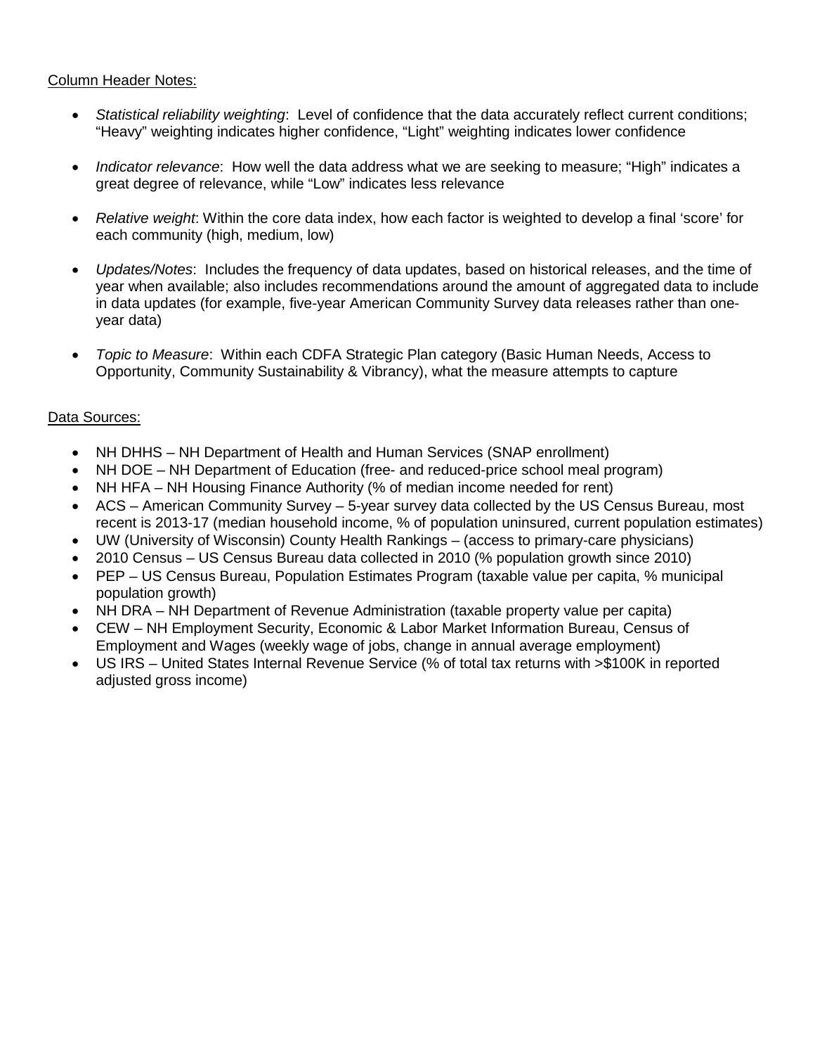Column Header Notes:

- *Statistical reliability weighting*: Level of confidence that the data accurately reflect current conditions; "Heavy" weighting indicates higher confidence, "Light" weighting indicates lower confidence

- *Indicator relevance*: How well the data address what we are seeking to measure; "High" indicates a great degree of relevance, while "Low" indicates less relevance

- *Relative weight*: Within the core data index, how each factor is weighted to develop a final 'score' for each community (high, medium, low)

- *Updates/Notes*: Includes the frequency of data updates, based on historical releases, and the time of year when available; also includes recommendations around the amount of aggregated data to include in data updates (for example, five-year American Community Survey data releases rather than one-year data)

- *Topic to Measure*: Within each CDFA Strategic Plan category (Basic Human Needs, Access to Opportunity, Community Sustainability & Vibrancy), what the measure attempts to capture

Data Sources:

- NH DHHS – NH Department of Health and Human Services (SNAP enrollment)
- NH DOE – NH Department of Education (free- and reduced-price school meal program)
- NH HFA – NH Housing Finance Authority (% of median income needed for rent)
- ACS – American Community Survey – 5-year survey data collected by the US Census Bureau, most recent is 2013-17 (median household income, % of population uninsured, current population estimates)
- UW (University of Wisconsin) County Health Rankings – (access to primary-care physicians)
- 2010 Census – US Census Bureau data collected in 2010 (% population growth since 2010)
- PEP – US Census Bureau, Population Estimates Program (taxable value per capita, % municipal population growth)
- NH DRA – NH Department of Revenue Administration (taxable property value per capita)
- CEW – NH Employment Security, Economic & Labor Market Information Bureau, Census of Employment and Wages (weekly wage of jobs, change in annual average employment)
- US IRS – United States Internal Revenue Service (% of total tax returns with >$100K in reported adjusted gross income)